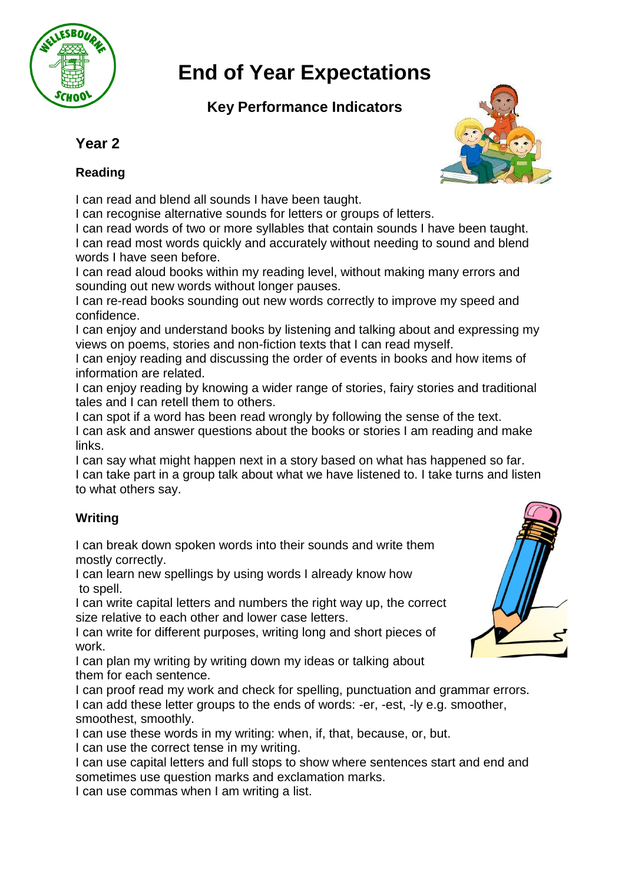# End of Year Expectations

## Key Performance Indicators

### Year 2

#### Reading

I can read and blend all sounds I have been taught.
I can recognise alternative sounds for letters or groups of letters.
I can read words of two or more syllables that contain sounds I have been taught.
I can read most words quickly and accurately without needing to sound and blend words I have seen before.
I can read aloud books within my reading level, without making many errors and sounding out new words without longer pauses.
I can re-read books sounding out new words correctly to improve my speed and confidence.
I can enjoy and understand books by listening and talking about and expressing my views on poems, stories and non-fiction texts that I can read myself.
I can enjoy reading and discussing the order of events in books and how items of information are related.
I can enjoy reading by knowing a wider range of stories, fairy stories and traditional tales and I can retell them to others.
I can spot if a word has been read wrongly by following the sense of the text.
I can ask and answer questions about the books or stories I am reading and make links.
I can say what might happen next in a story based on what has happened so far.
I can take part in a group talk about what we have listened to. I take turns and listen to what others say.

#### Writing

I can break down spoken words into their sounds and write them mostly correctly.
I can learn new spellings by using words I already know how to spell.
I can write capital letters and numbers the right way up, the correct size relative to each other and lower case letters.
I can write for different purposes, writing long and short pieces of work.
I can plan my writing by writing down my ideas or talking about them for each sentence.
I can proof read my work and check for spelling, punctuation and grammar errors.
I can add these letter groups to the ends of words: -er, -est, -ly e.g. smoother, smoothest, smoothly.
I can use these words in my writing: when, if, that, because, or, but.
I can use the correct tense in my writing.
I can use capital letters and full stops to show where sentences start and end and sometimes use question marks and exclamation marks.
I can use commas when I am writing a list.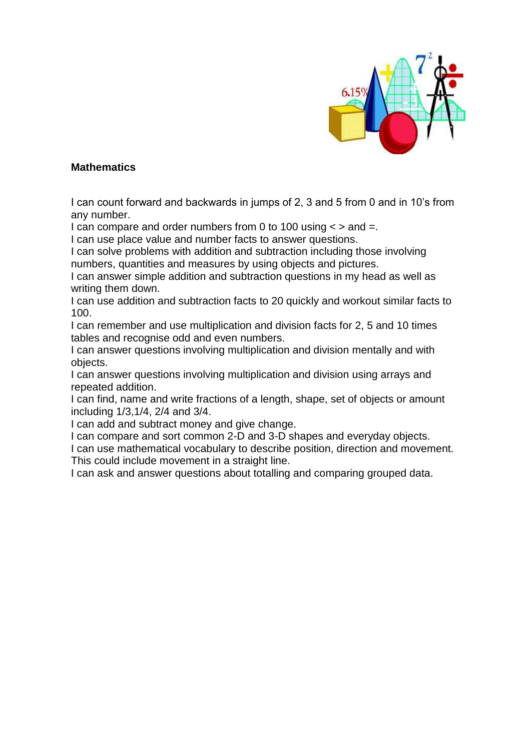**Mathematics**

I can count forward and backwards in jumps of 2, 3 and 5 from 0 and in 10's from any number.
I can compare and order numbers from 0 to 100 using < > and =.
I can use place value and number facts to answer questions.
I can solve problems with addition and subtraction including those involving numbers, quantities and measures by using objects and pictures.
I can answer simple addition and subtraction questions in my head as well as writing them down.
I can use addition and subtraction facts to 20 quickly and workout similar facts to 100.
I can remember and use multiplication and division facts for 2, 5 and 10 times tables and recognise odd and even numbers.
I can answer questions involving multiplication and division mentally and with objects.
I can answer questions involving multiplication and division using arrays and repeated addition.
I can find, name and write fractions of a length, shape, set of objects or amount including 1/3,1/4, 2/4 and 3/4.
I can add and subtract money and give change.
I can compare and sort common 2-D and 3-D shapes and everyday objects.
I can use mathematical vocabulary to describe position, direction and movement. This could include movement in a straight line.
I can ask and answer questions about totalling and comparing grouped data.